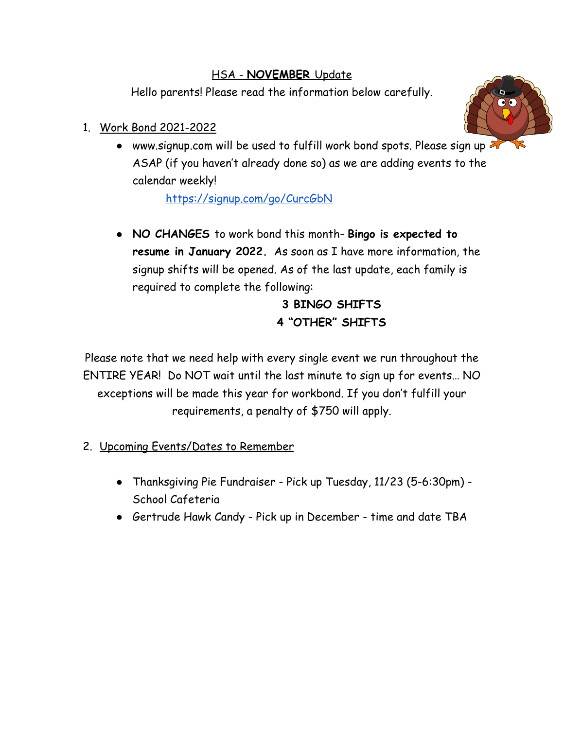HSA - **NOVEMBER** Update

Hello parents! Please read the information below carefully.

1. Work Bond 2021-2022

    - www.signup.com will be used to fulfill work bond spots. Please sign up ASAP (if you haven't already done so) as we are adding events to the calendar weekly!

      https://signup.com/go/CurcGbN

    - **NO CHANGES** to work bond this month- **Bingo is expected to resume in January 2022.** As soon as I have more information, the signup shifts will be opened. As of the last update, each family is required to complete the following:

      **3 BINGO SHIFTS**

      **4 "OTHER" SHIFTS**

Please note that we need help with every single event we run throughout the ENTIRE YEAR! Do NOT wait until the last minute to sign up for events… NO exceptions will be made this year for workbond. If you don't fulfill your requirements, a penalty of $750 will apply.

2. Upcoming Events/Dates to Remember

    - Thanksgiving Pie Fundraiser - Pick up Tuesday, 11/23 (5-6:30pm) - School Cafeteria
    - Gertrude Hawk Candy - Pick up in December - time and date TBA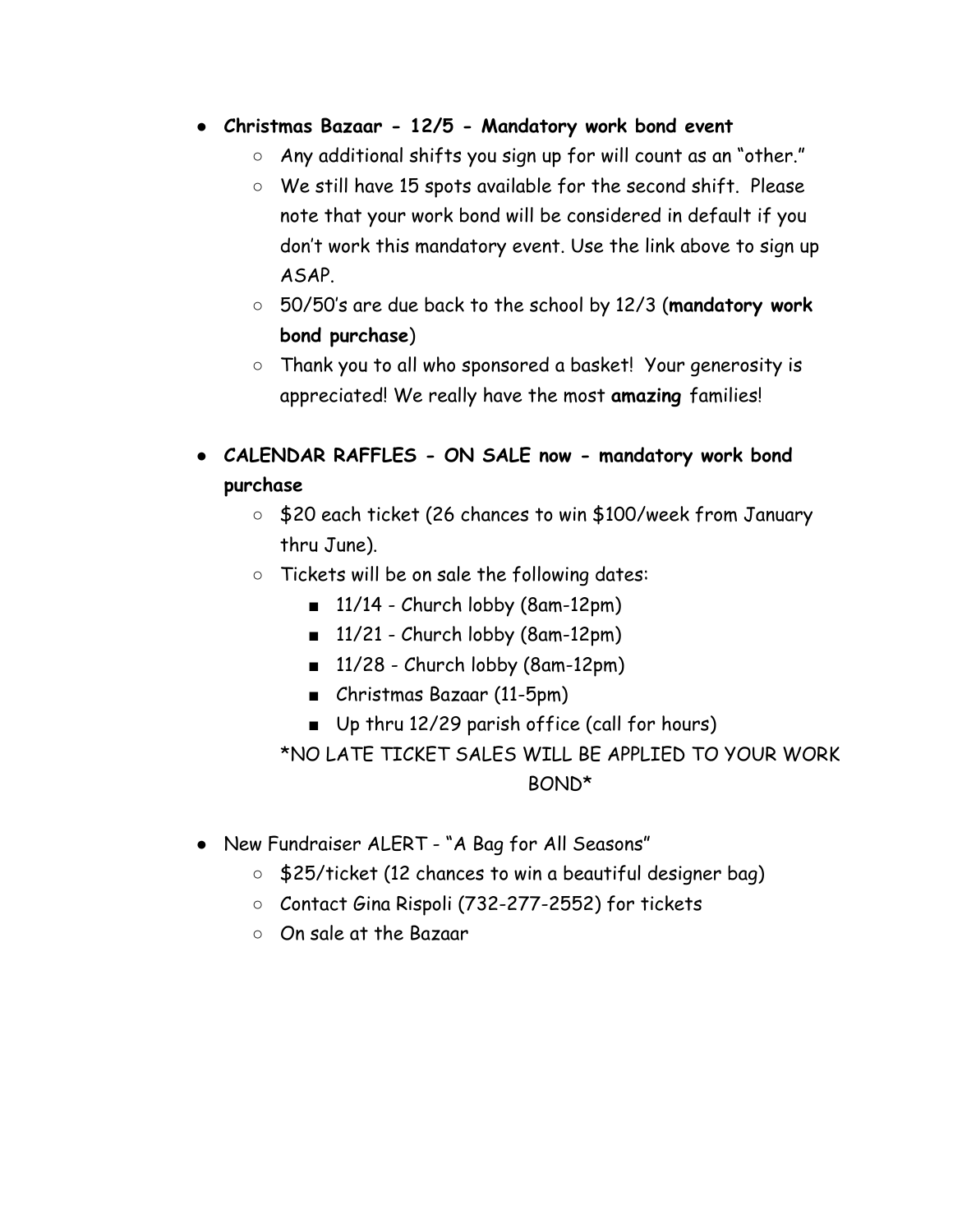- **Christmas Bazaar - 12/5 - Mandatory work bond event**
  - Any additional shifts you sign up for will count as an "other."
  - We still have 15 spots available for the second shift. Please note that your work bond will be considered in default if you don't work this mandatory event. Use the link above to sign up ASAP.
  - 50/50's are due back to the school by 12/3 (**mandatory work bond purchase**)
  - Thank you to all who sponsored a basket! Your generosity is appreciated! We really have the most **amazing** families!

- **CALENDAR RAFFLES - ON SALE now - mandatory work bond purchase**
  - $20 each ticket (26 chances to win $100/week from January thru June).
  - Tickets will be on sale the following dates:
    - 11/14 - Church lobby (8am-12pm)
    - 11/21 - Church lobby (8am-12pm)
    - 11/28 - Church lobby (8am-12pm)
    - Christmas Bazaar (11-5pm)
    - Up thru 12/29 parish office (call for hours)

  *NO LATE TICKET SALES WILL BE APPLIED TO YOUR WORK BOND*

- New Fundraiser ALERT - "A Bag for All Seasons"
  - $25/ticket (12 chances to win a beautiful designer bag)
  - Contact Gina Rispoli (732-277-2552) for tickets
  - On sale at the Bazaar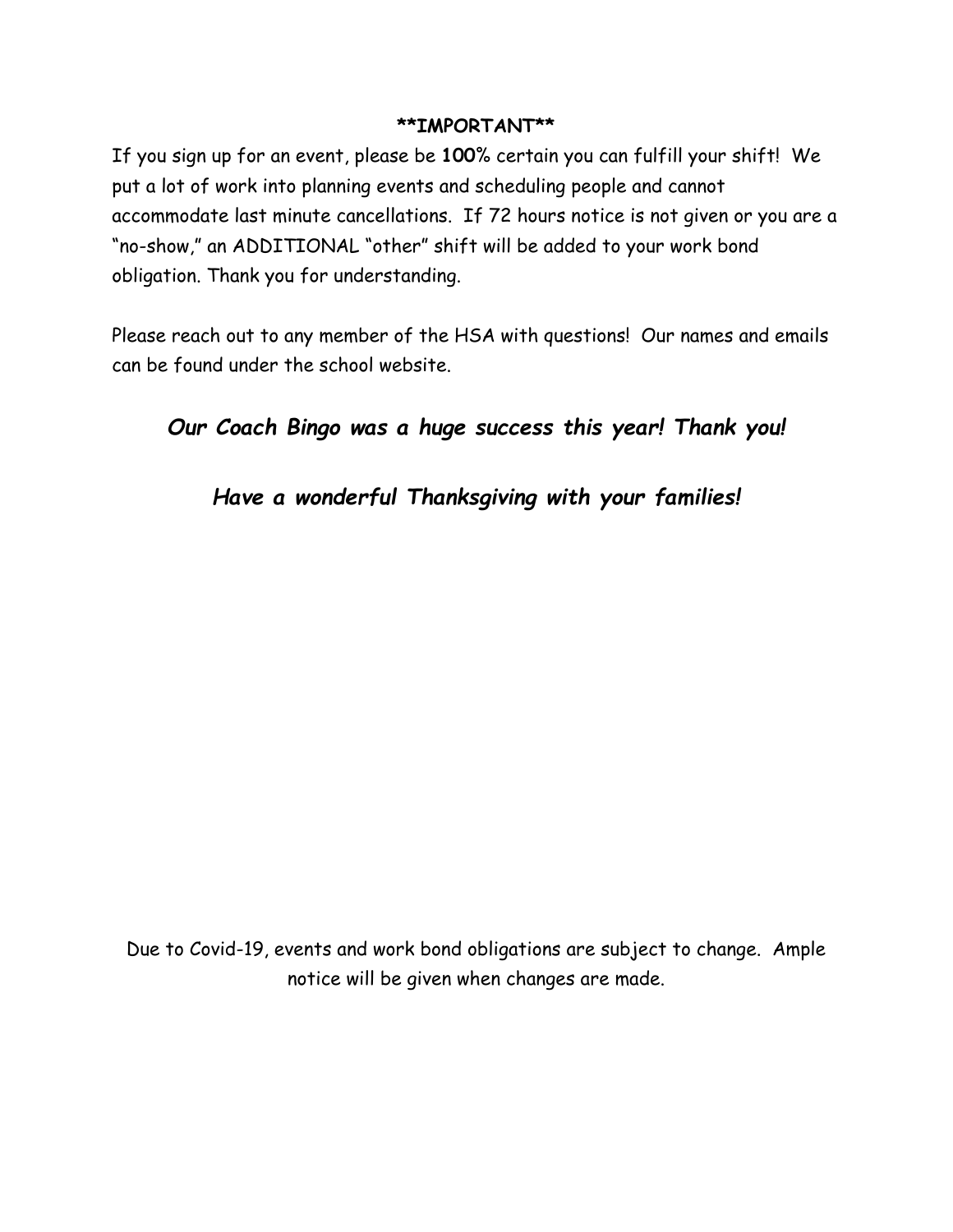**\*\*IMPORTANT\*\***

If you sign up for an event, please be **100%** certain you can fulfill your shift! We put a lot of work into planning events and scheduling people and cannot accommodate last minute cancellations. If 72 hours notice is not given or you are a "no-show," an ADDITIONAL "other" shift will be added to your work bond obligation. Thank you for understanding.

Please reach out to any member of the HSA with questions! Our names and emails can be found under the school website.

***Our Coach Bingo was a huge success this year! Thank you!***

***Have a wonderful Thanksgiving with your families!***

Due to Covid-19, events and work bond obligations are subject to change. Ample notice will be given when changes are made.